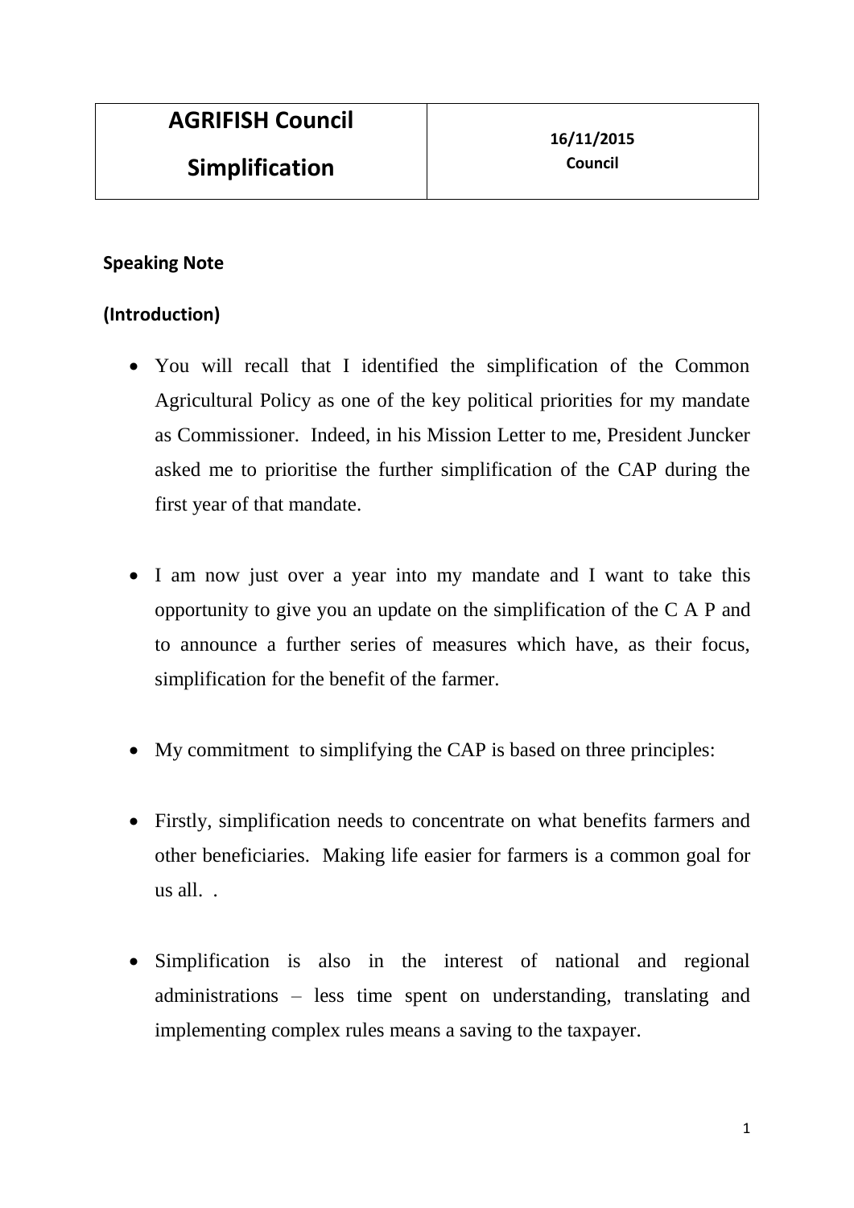| AGRIFISH Council<br>Simplification | 16/11/2015<br>Council |
| --- | --- |

**Speaking Note**

**(Introduction)**

- You will recall that I identified the simplification of the Common Agricultural Policy as one of the key political priorities for my mandate as Commissioner. Indeed, in his Mission Letter to me, President Juncker asked me to prioritise the further simplification of the CAP during the first year of that mandate.

- I am now just over a year into my mandate and I want to take this opportunity to give you an update on the simplification of the C A P and to announce a further series of measures which have, as their focus, simplification for the benefit of the farmer.

- My commitment to simplifying the CAP is based on three principles:

- Firstly, simplification needs to concentrate on what benefits farmers and other beneficiaries. Making life easier for farmers is a common goal for us all. .

- Simplification is also in the interest of national and regional administrations – less time spent on understanding, translating and implementing complex rules means a saving to the taxpayer.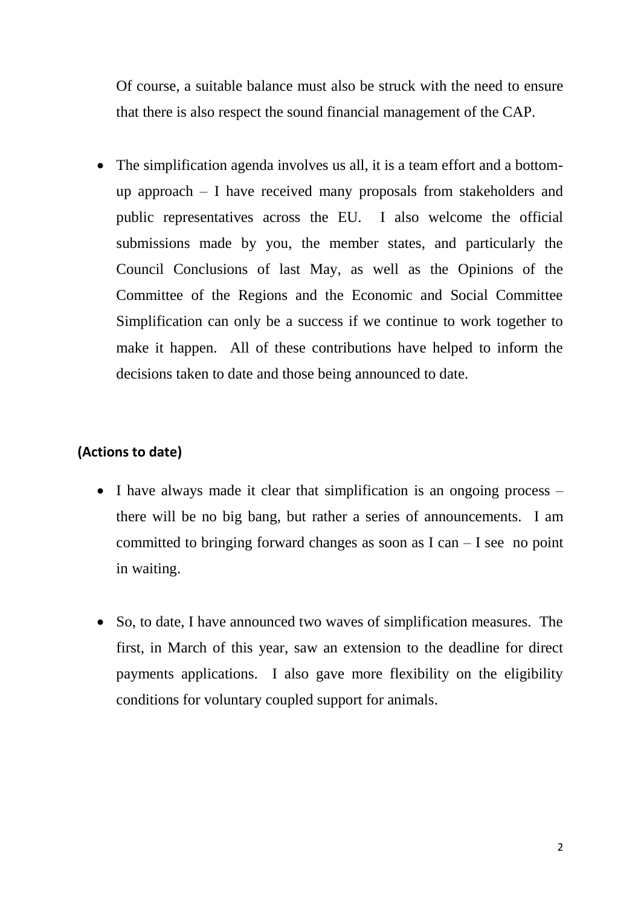Of course, a suitable balance must also be struck with the need to ensure that there is also respect the sound financial management of the CAP.

- The simplification agenda involves us all, it is a team effort and a bottom-up approach – I have received many proposals from stakeholders and public representatives across the EU. I also welcome the official submissions made by you, the member states, and particularly the Council Conclusions of last May, as well as the Opinions of the Committee of the Regions and the Economic and Social Committee Simplification can only be a success if we continue to work together to make it happen. All of these contributions have helped to inform the decisions taken to date and those being announced to date.

**(Actions to date)**

- I have always made it clear that simplification is an ongoing process – there will be no big bang, but rather a series of announcements. I am committed to bringing forward changes as soon as I can – I see no point in waiting.

- So, to date, I have announced two waves of simplification measures. The first, in March of this year, saw an extension to the deadline for direct payments applications. I also gave more flexibility on the eligibility conditions for voluntary coupled support for animals.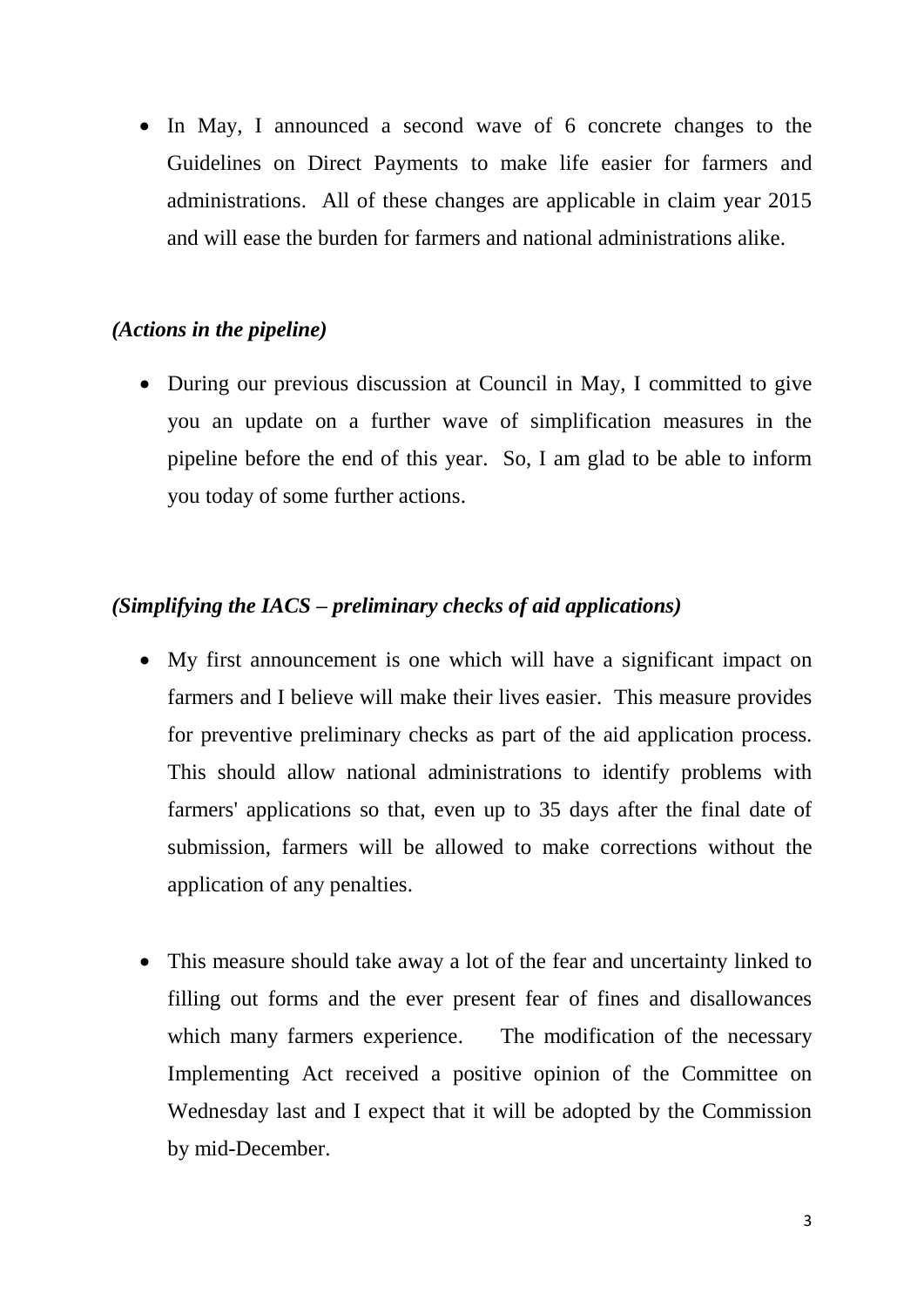- In May, I announced a second wave of 6 concrete changes to the Guidelines on Direct Payments to make life easier for farmers and administrations. All of these changes are applicable in claim year 2015 and will ease the burden for farmers and national administrations alike.

***(Actions in the pipeline)***

- During our previous discussion at Council in May, I committed to give you an update on a further wave of simplification measures in the pipeline before the end of this year. So, I am glad to be able to inform you today of some further actions.

***(Simplifying the IACS – preliminary checks of aid applications)***

- My first announcement is one which will have a significant impact on farmers and I believe will make their lives easier. This measure provides for preventive preliminary checks as part of the aid application process. This should allow national administrations to identify problems with farmers' applications so that, even up to 35 days after the final date of submission, farmers will be allowed to make corrections without the application of any penalties.

- This measure should take away a lot of the fear and uncertainty linked to filling out forms and the ever present fear of fines and disallowances which many farmers experience. The modification of the necessary Implementing Act received a positive opinion of the Committee on Wednesday last and I expect that it will be adopted by the Commission by mid-December.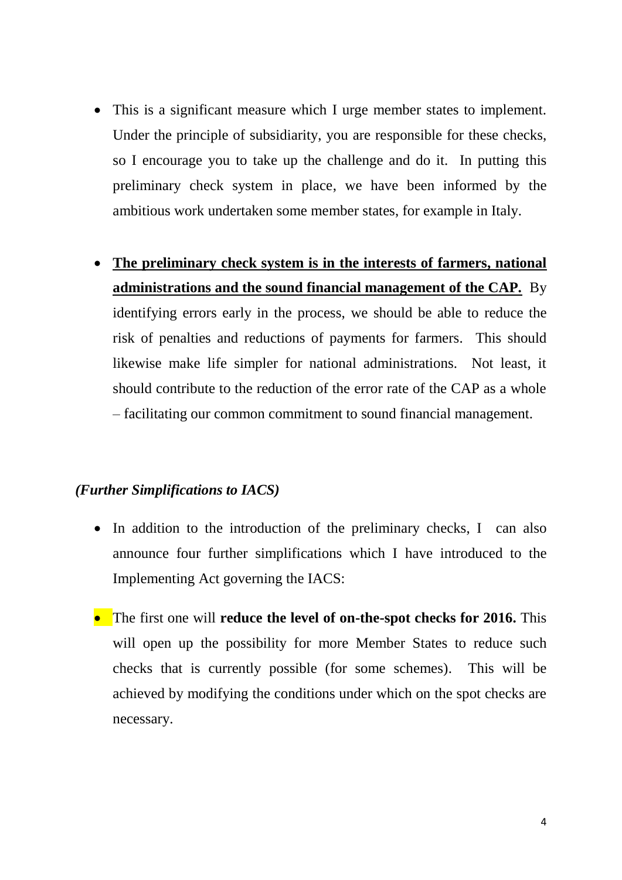- This is a significant measure which I urge member states to implement. Under the principle of subsidiarity, you are responsible for these checks, so I encourage you to take up the challenge and do it. In putting this preliminary check system in place, we have been informed by the ambitious work undertaken some member states, for example in Italy.

- **The preliminary check system is in the interests of farmers, national administrations and the sound financial management of the CAP.** By identifying errors early in the process, we should be able to reduce the risk of penalties and reductions of payments for farmers. This should likewise make life simpler for national administrations. Not least, it should contribute to the reduction of the error rate of the CAP as a whole – facilitating our common commitment to sound financial management.

***(Further Simplifications to IACS)***

- In addition to the introduction of the preliminary checks, I can also announce four further simplifications which I have introduced to the Implementing Act governing the IACS:

- The first one will **reduce the level of on-the-spot checks for 2016.** This will open up the possibility for more Member States to reduce such checks that is currently possible (for some schemes). This will be achieved by modifying the conditions under which on the spot checks are necessary.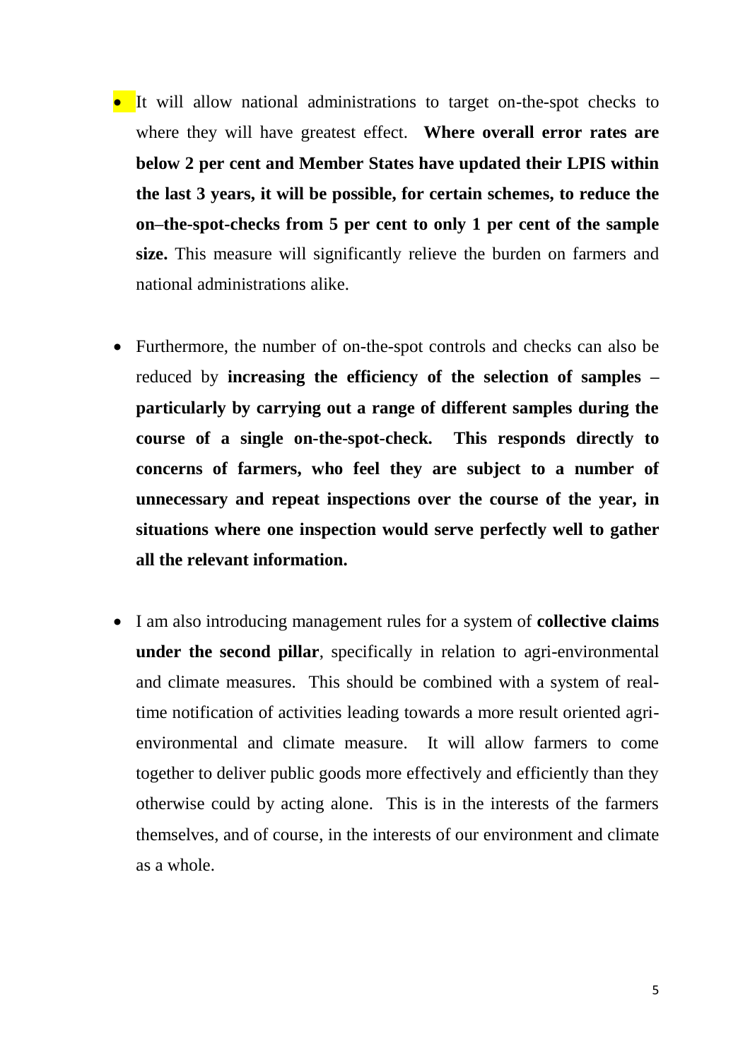- It will allow national administrations to target on-the-spot checks to where they will have greatest effect. **Where overall error rates are below 2 per cent and Member States have updated their LPIS within the last 3 years, it will be possible, for certain schemes, to reduce the on–the-spot-checks from 5 per cent to only 1 per cent of the sample size.** This measure will significantly relieve the burden on farmers and national administrations alike.

- Furthermore, the number of on-the-spot controls and checks can also be reduced by **increasing the efficiency of the selection of samples – particularly by carrying out a range of different samples during the course of a single on-the-spot-check. This responds directly to concerns of farmers, who feel they are subject to a number of unnecessary and repeat inspections over the course of the year, in situations where one inspection would serve perfectly well to gather all the relevant information.**

- I am also introducing management rules for a system of **collective claims under the second pillar**, specifically in relation to agri-environmental and climate measures. This should be combined with a system of real-time notification of activities leading towards a more result oriented agri-environmental and climate measure. It will allow farmers to come together to deliver public goods more effectively and efficiently than they otherwise could by acting alone. This is in the interests of the farmers themselves, and of course, in the interests of our environment and climate as a whole.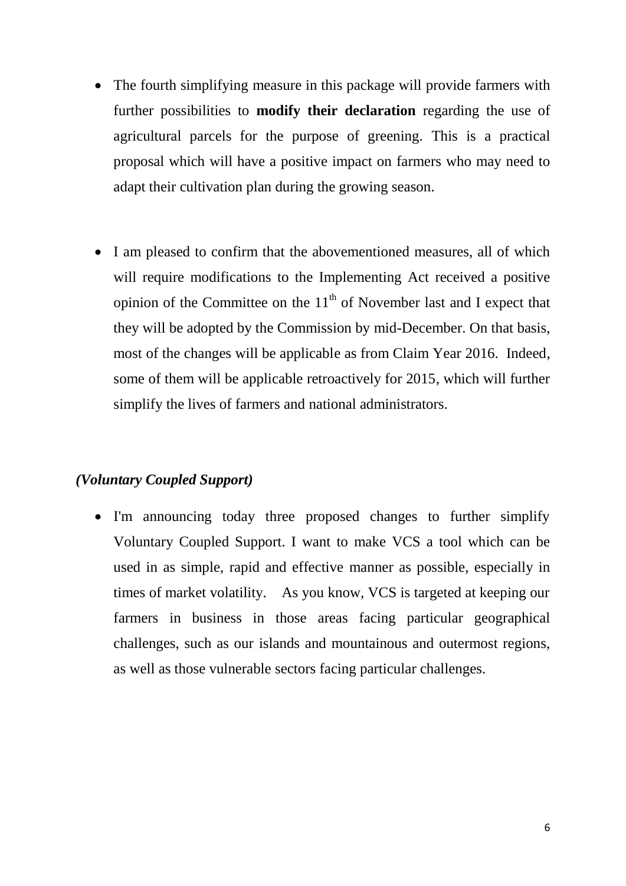- The fourth simplifying measure in this package will provide farmers with further possibilities to **modify their declaration** regarding the use of agricultural parcels for the purpose of greening. This is a practical proposal which will have a positive impact on farmers who may need to adapt their cultivation plan during the growing season.

- I am pleased to confirm that the abovementioned measures, all of which will require modifications to the Implementing Act received a positive opinion of the Committee on the 11th of November last and I expect that they will be adopted by the Commission by mid-December. On that basis, most of the changes will be applicable as from Claim Year 2016. Indeed, some of them will be applicable retroactively for 2015, which will further simplify the lives of farmers and national administrators.

***(Voluntary Coupled Support)***

- I'm announcing today three proposed changes to further simplify Voluntary Coupled Support. I want to make VCS a tool which can be used in as simple, rapid and effective manner as possible, especially in times of market volatility. As you know, VCS is targeted at keeping our farmers in business in those areas facing particular geographical challenges, such as our islands and mountainous and outermost regions, as well as those vulnerable sectors facing particular challenges.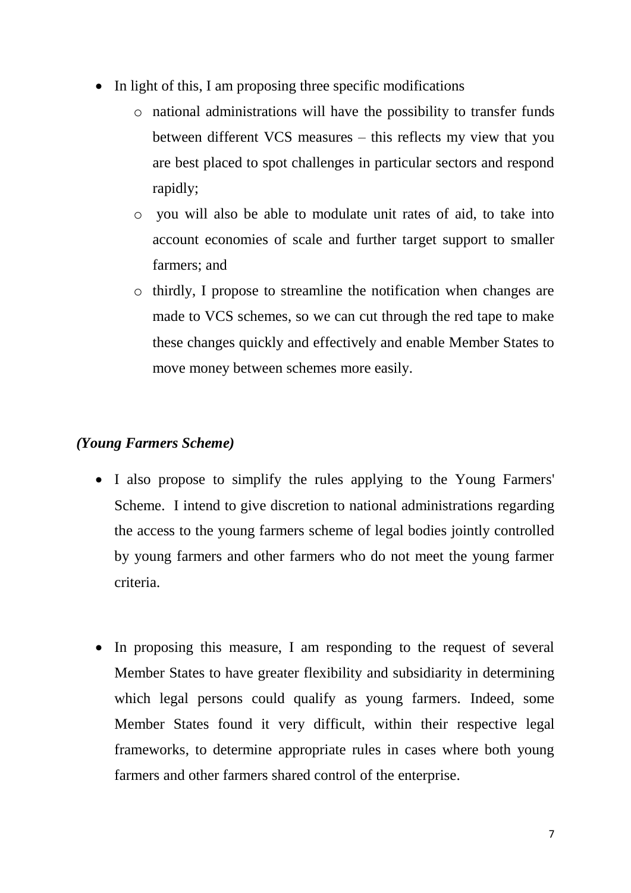- In light of this, I am proposing three specific modifications
  - national administrations will have the possibility to transfer funds between different VCS measures – this reflects my view that you are best placed to spot challenges in particular sectors and respond rapidly;
  - you will also be able to modulate unit rates of aid, to take into account economies of scale and further target support to smaller farmers; and
  - thirdly, I propose to streamline the notification when changes are made to VCS schemes, so we can cut through the red tape to make these changes quickly and effectively and enable Member States to move money between schemes more easily.

***(Young Farmers Scheme)***

- I also propose to simplify the rules applying to the Young Farmers' Scheme. I intend to give discretion to national administrations regarding the access to the young farmers scheme of legal bodies jointly controlled by young farmers and other farmers who do not meet the young farmer criteria.

- In proposing this measure, I am responding to the request of several Member States to have greater flexibility and subsidiarity in determining which legal persons could qualify as young farmers. Indeed, some Member States found it very difficult, within their respective legal frameworks, to determine appropriate rules in cases where both young farmers and other farmers shared control of the enterprise.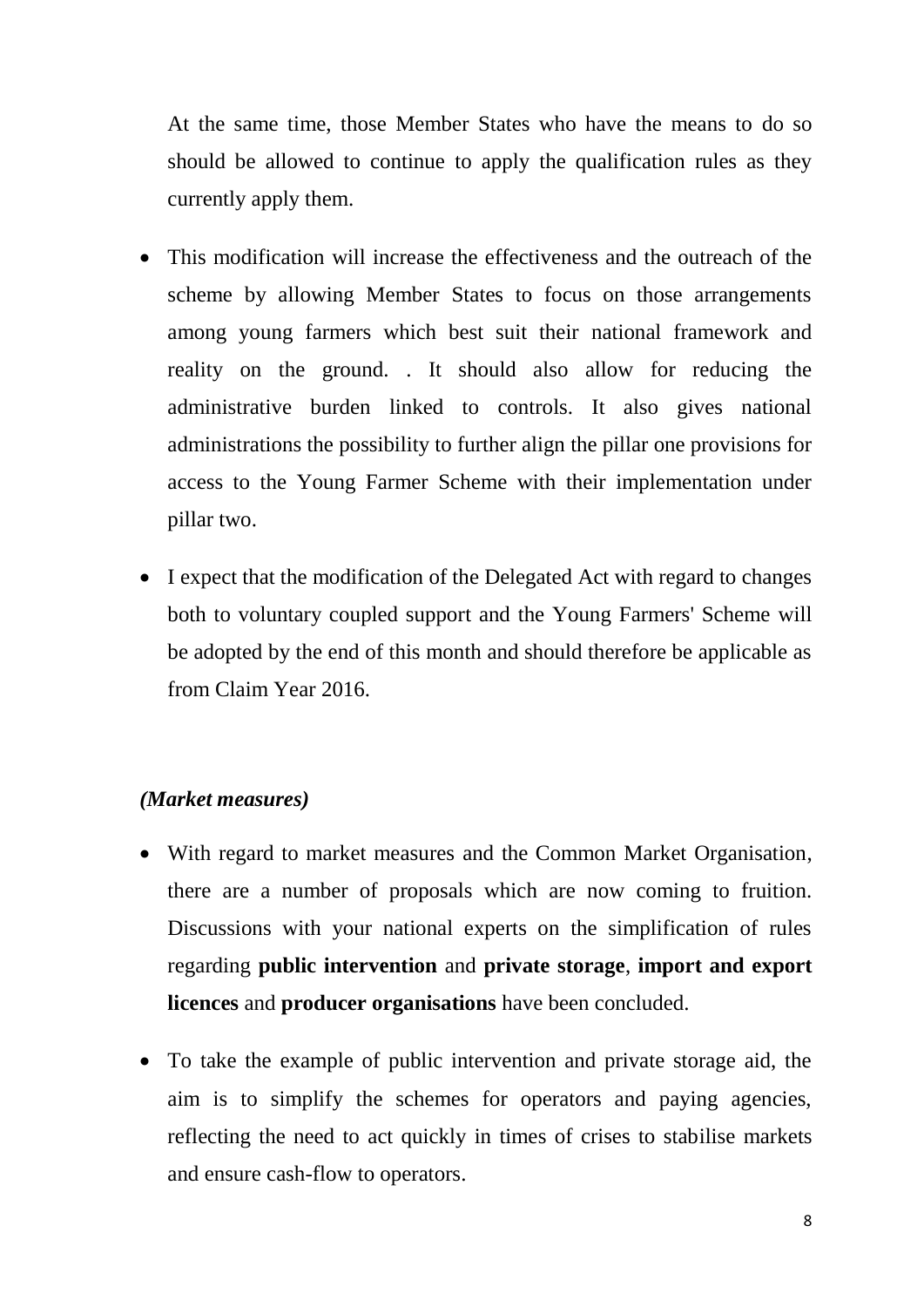At the same time, those Member States who have the means to do so should be allowed to continue to apply the qualification rules as they currently apply them.

- This modification will increase the effectiveness and the outreach of the scheme by allowing Member States to focus on those arrangements among young farmers which best suit their national framework and reality on the ground. . It should also allow for reducing the administrative burden linked to controls. It also gives national administrations the possibility to further align the pillar one provisions for access to the Young Farmer Scheme with their implementation under pillar two.
- I expect that the modification of the Delegated Act with regard to changes both to voluntary coupled support and the Young Farmers' Scheme will be adopted by the end of this month and should therefore be applicable as from Claim Year 2016.

***(Market measures)***

- With regard to market measures and the Common Market Organisation, there are a number of proposals which are now coming to fruition. Discussions with your national experts on the simplification of rules regarding **public intervention** and **private storage**, **import and export licences** and **producer organisations** have been concluded.
- To take the example of public intervention and private storage aid, the aim is to simplify the schemes for operators and paying agencies, reflecting the need to act quickly in times of crises to stabilise markets and ensure cash-flow to operators.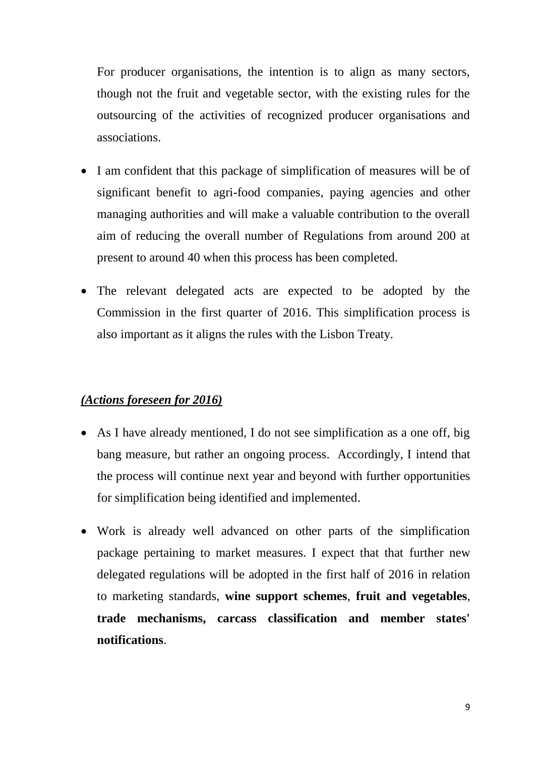For producer organisations, the intention is to align as many sectors, though not the fruit and vegetable sector, with the existing rules for the outsourcing of the activities of recognized producer organisations and associations.

- I am confident that this package of simplification of measures will be of significant benefit to agri-food companies, paying agencies and other managing authorities and will make a valuable contribution to the overall aim of reducing the overall number of Regulations from around 200 at present to around 40 when this process has been completed.
- The relevant delegated acts are expected to be adopted by the Commission in the first quarter of 2016. This simplification process is also important as it aligns the rules with the Lisbon Treaty.

***<u>(Actions foreseen for 2016)</u>***

- As I have already mentioned, I do not see simplification as a one off, big bang measure, but rather an ongoing process. Accordingly, I intend that the process will continue next year and beyond with further opportunities for simplification being identified and implemented.
- Work is already well advanced on other parts of the simplification package pertaining to market measures. I expect that that further new delegated regulations will be adopted in the first half of 2016 in relation to marketing standards, **wine support schemes**, **fruit and vegetables**, **trade mechanisms, carcass classification and member states' notifications**.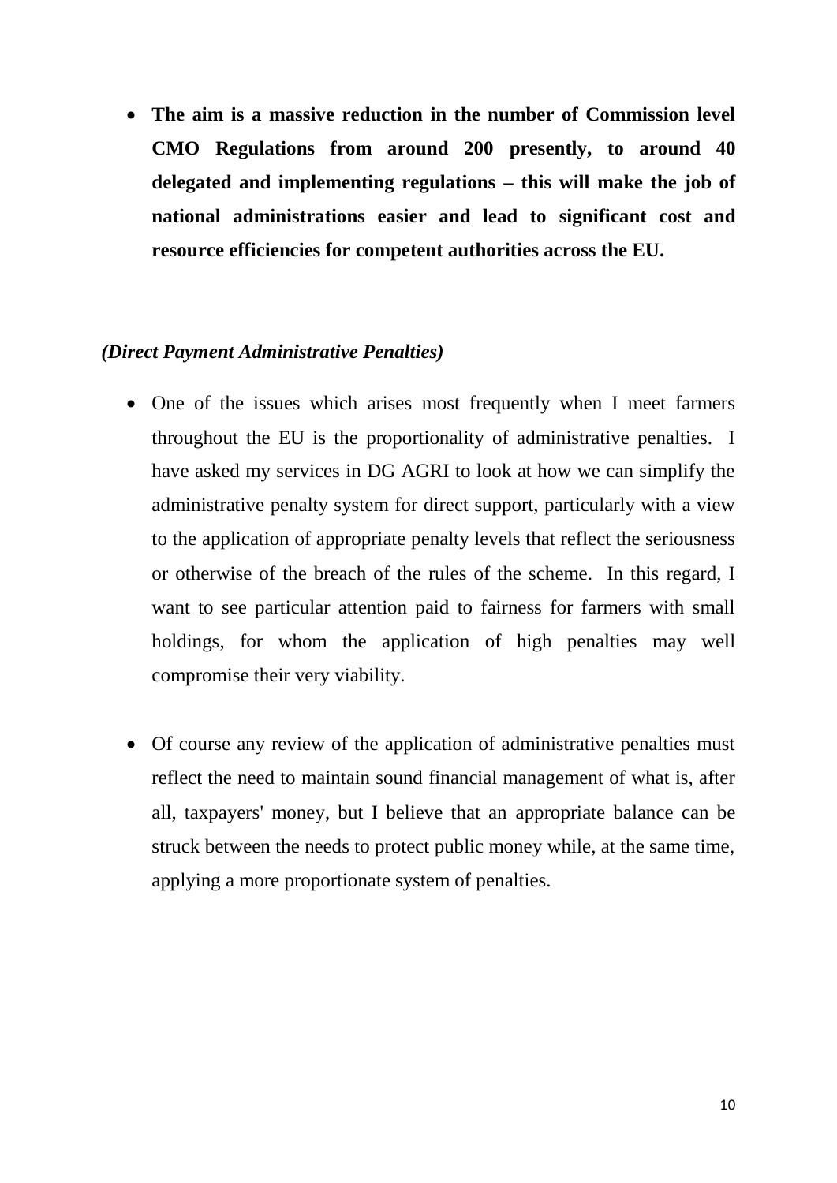- **The aim is a massive reduction in the number of Commission level CMO Regulations from around 200 presently, to around 40 delegated and implementing regulations – this will make the job of national administrations easier and lead to significant cost and resource efficiencies for competent authorities across the EU.**

***(Direct Payment Administrative Penalties)***

- One of the issues which arises most frequently when I meet farmers throughout the EU is the proportionality of administrative penalties. I have asked my services in DG AGRI to look at how we can simplify the administrative penalty system for direct support, particularly with a view to the application of appropriate penalty levels that reflect the seriousness or otherwise of the breach of the rules of the scheme. In this regard, I want to see particular attention paid to fairness for farmers with small holdings, for whom the application of high penalties may well compromise their very viability.

- Of course any review of the application of administrative penalties must reflect the need to maintain sound financial management of what is, after all, taxpayers' money, but I believe that an appropriate balance can be struck between the needs to protect public money while, at the same time, applying a more proportionate system of penalties.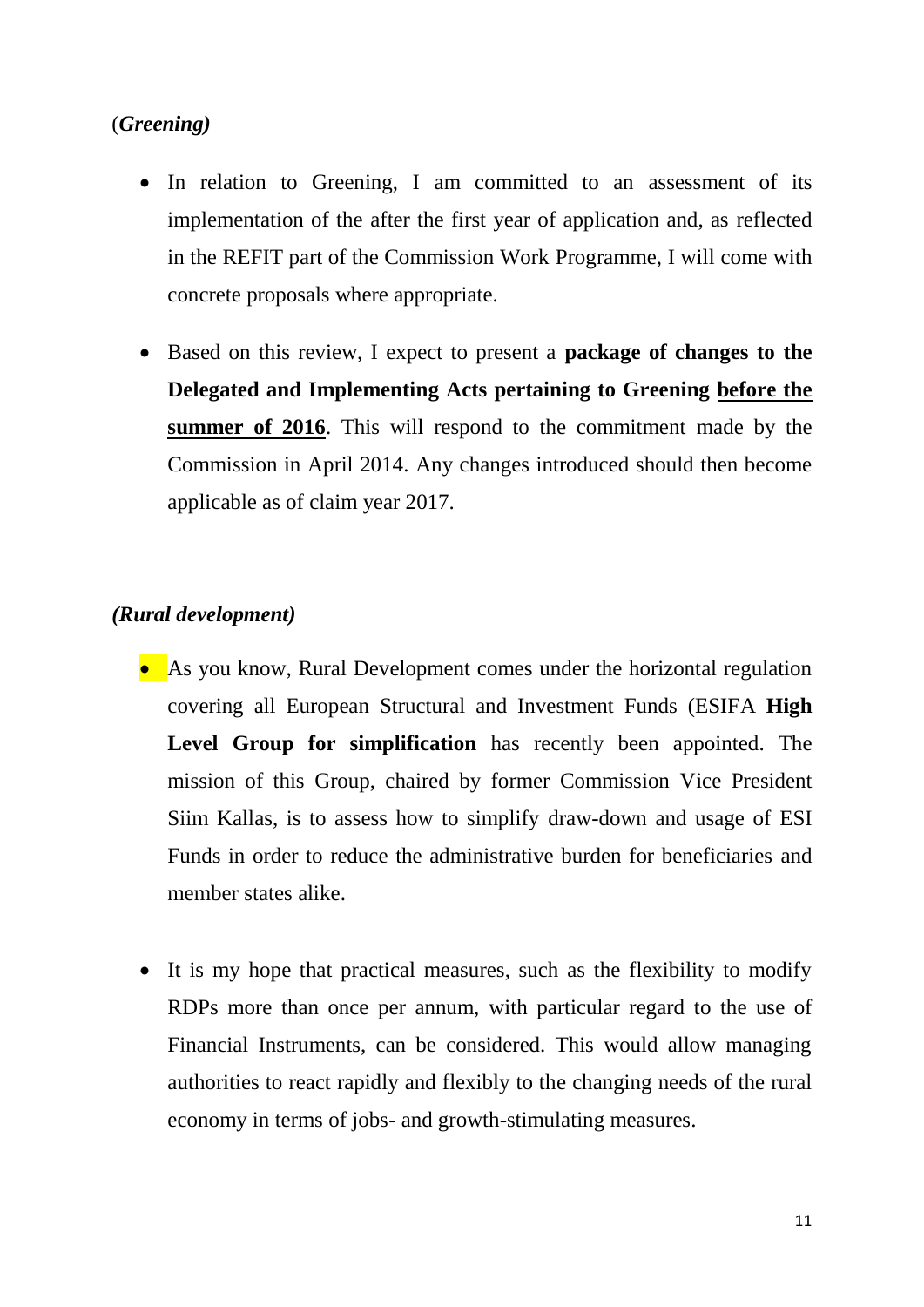(*Greening)*

- In relation to Greening, I am committed to an assessment of its implementation of the after the first year of application and, as reflected in the REFIT part of the Commission Work Programme, I will come with concrete proposals where appropriate.

- Based on this review, I expect to present a **package of changes to the Delegated and Implementing Acts pertaining to Greening <u>before the summer of 2016</u>**. This will respond to the commitment made by the Commission in April 2014. Any changes introduced should then become applicable as of claim year 2017.

***(Rural development)***

- As you know, Rural Development comes under the horizontal regulation covering all European Structural and Investment Funds (ESIFA **High Level Group for simplification** has recently been appointed. The mission of this Group, chaired by former Commission Vice President Siim Kallas, is to assess how to simplify draw-down and usage of ESI Funds in order to reduce the administrative burden for beneficiaries and member states alike.

- It is my hope that practical measures, such as the flexibility to modify RDPs more than once per annum, with particular regard to the use of Financial Instruments, can be considered. This would allow managing authorities to react rapidly and flexibly to the changing needs of the rural economy in terms of jobs- and growth-stimulating measures.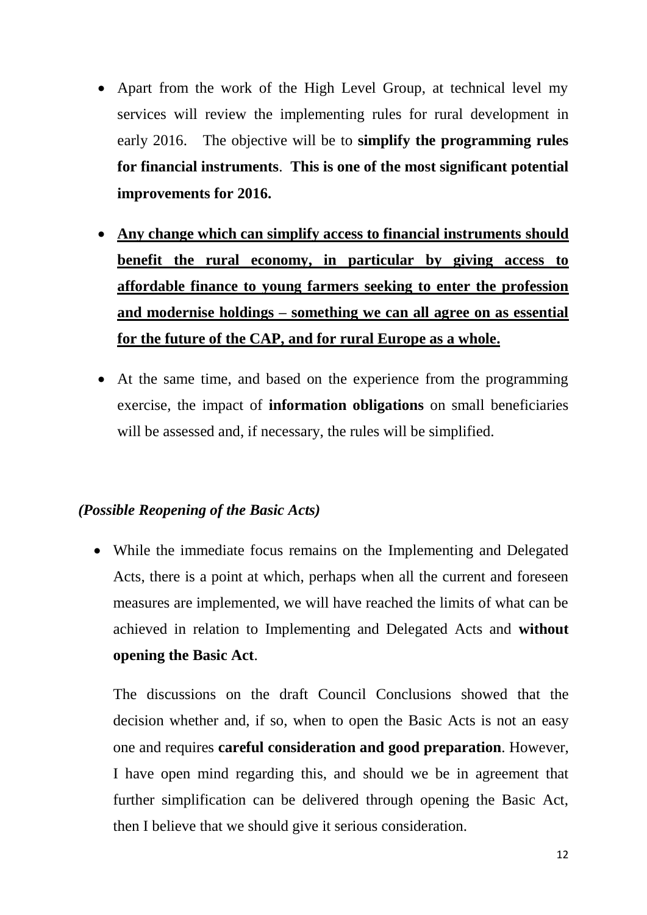- Apart from the work of the High Level Group, at technical level my services will review the implementing rules for rural development in early 2016. The objective will be to **simplify the programming rules for financial instruments**. **This is one of the most significant potential improvements for 2016.**

- <u>**Any change which can simplify access to financial instruments should benefit the rural economy, in particular by giving access to affordable finance to young farmers seeking to enter the profession and modernise holdings – something we can all agree on as essential for the future of the CAP, and for rural Europe as a whole.**</u>

- At the same time, and based on the experience from the programming exercise, the impact of **information obligations** on small beneficiaries will be assessed and, if necessary, the rules will be simplified.

***(Possible Reopening of the Basic Acts)***

- While the immediate focus remains on the Implementing and Delegated Acts, there is a point at which, perhaps when all the current and foreseen measures are implemented, we will have reached the limits of what can be achieved in relation to Implementing and Delegated Acts and **without opening the Basic Act**.

  The discussions on the draft Council Conclusions showed that the decision whether and, if so, when to open the Basic Acts is not an easy one and requires **careful consideration and good preparation**. However, I have open mind regarding this, and should we be in agreement that further simplification can be delivered through opening the Basic Act, then I believe that we should give it serious consideration.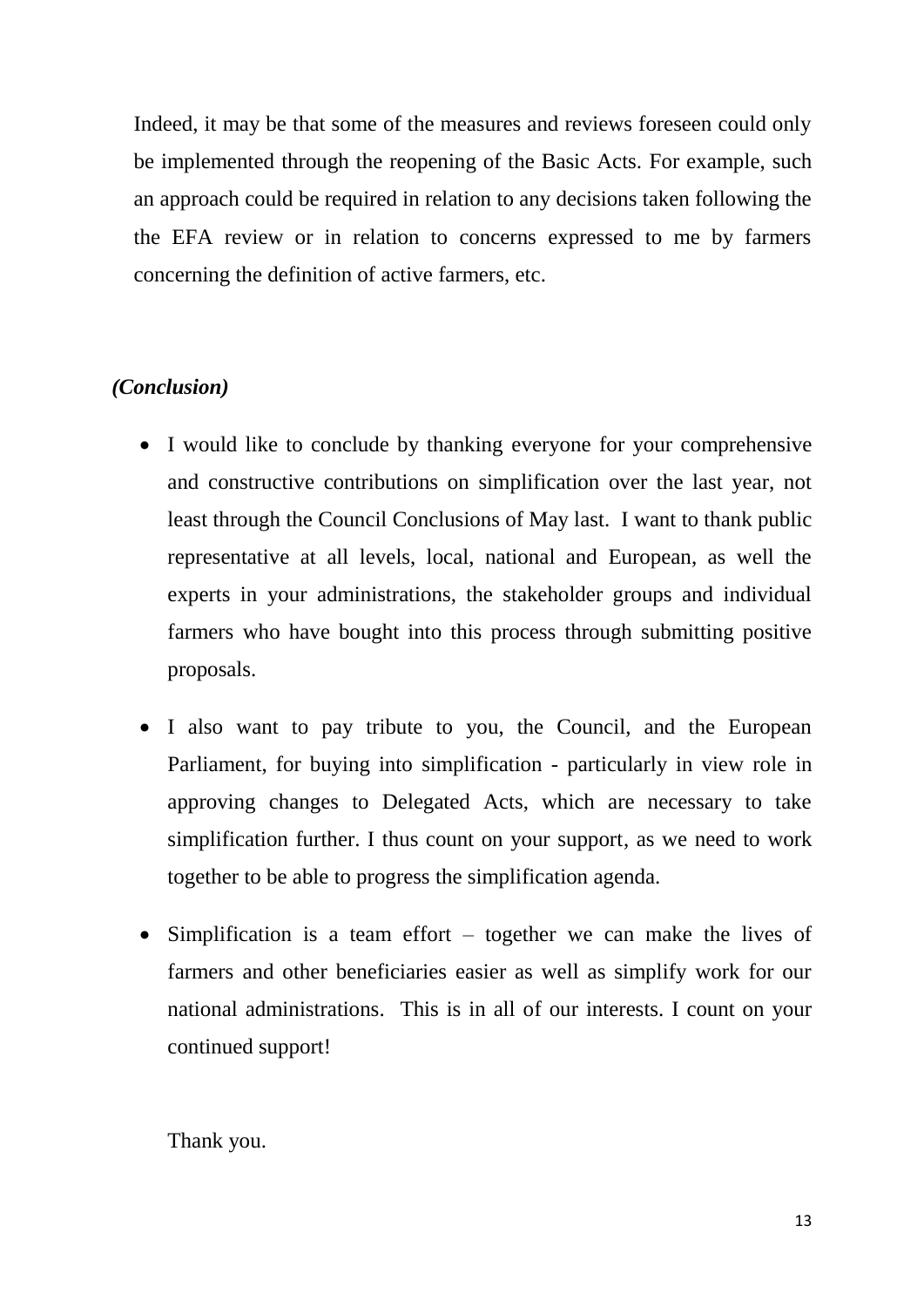Indeed, it may be that some of the measures and reviews foreseen could only be implemented through the reopening of the Basic Acts. For example, such an approach could be required in relation to any decisions taken following the the EFA review or in relation to concerns expressed to me by farmers concerning the definition of active farmers, etc.

***(Conclusion)***

- I would like to conclude by thanking everyone for your comprehensive and constructive contributions on simplification over the last year, not least through the Council Conclusions of May last. I want to thank public representative at all levels, local, national and European, as well the experts in your administrations, the stakeholder groups and individual farmers who have bought into this process through submitting positive proposals.
- I also want to pay tribute to you, the Council, and the European Parliament, for buying into simplification - particularly in view role in approving changes to Delegated Acts, which are necessary to take simplification further. I thus count on your support, as we need to work together to be able to progress the simplification agenda.
- Simplification is a team effort – together we can make the lives of farmers and other beneficiaries easier as well as simplify work for our national administrations. This is in all of our interests. I count on your continued support!

Thank you.